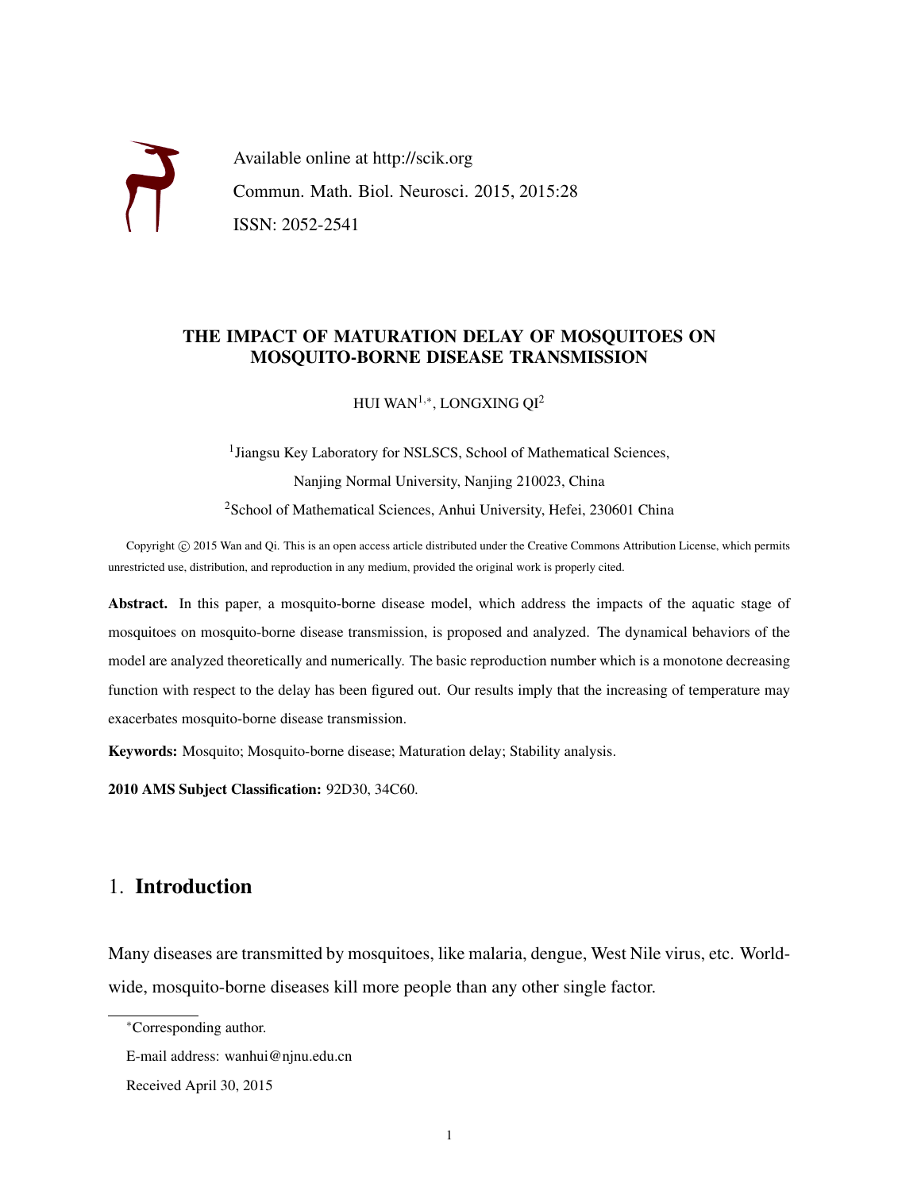Available online at http://scik.org

Commun. Math. Biol. Neurosci. 2015, 2015:28

ISSN: 2052-2541

# THE IMPACT OF MATURATION DELAY OF MOSQUITOES ON MOSQUITO-BORNE DISEASE TRANSMISSION

HUI WAN[1,*], LONGXING QI[2]

[1]Jiangsu Key Laboratory for NSLSCS, School of Mathematical Sciences, Nanjing Normal University, Nanjing 210023, China

[2]School of Mathematical Sciences, Anhui University, Hefei, 230601 China

Copyright © 2015 Wan and Qi. This is an open access article distributed under the Creative Commons Attribution License, which permits unrestricted use, distribution, and reproduction in any medium, provided the original work is properly cited.

**Abstract.** In this paper, a mosquito-borne disease model, which address the impacts of the aquatic stage of mosquitoes on mosquito-borne disease transmission, is proposed and analyzed. The dynamical behaviors of the model are analyzed theoretically and numerically. The basic reproduction number which is a monotone decreasing function with respect to the delay has been figured out. Our results imply that the increasing of temperature may exacerbates mosquito-borne disease transmission.

**Keywords:** Mosquito; Mosquito-borne disease; Maturation delay; Stability analysis.

**2010 AMS Subject Classification:** 92D30, 34C60.

## 1. Introduction

Many diseases are transmitted by mosquitoes, like malaria, dengue, West Nile virus, etc. Worldwide, mosquito-borne diseases kill more people than any other single factor.

---

*Corresponding author.

E-mail address: wanhui@njnu.edu.cn

Received April 30, 2015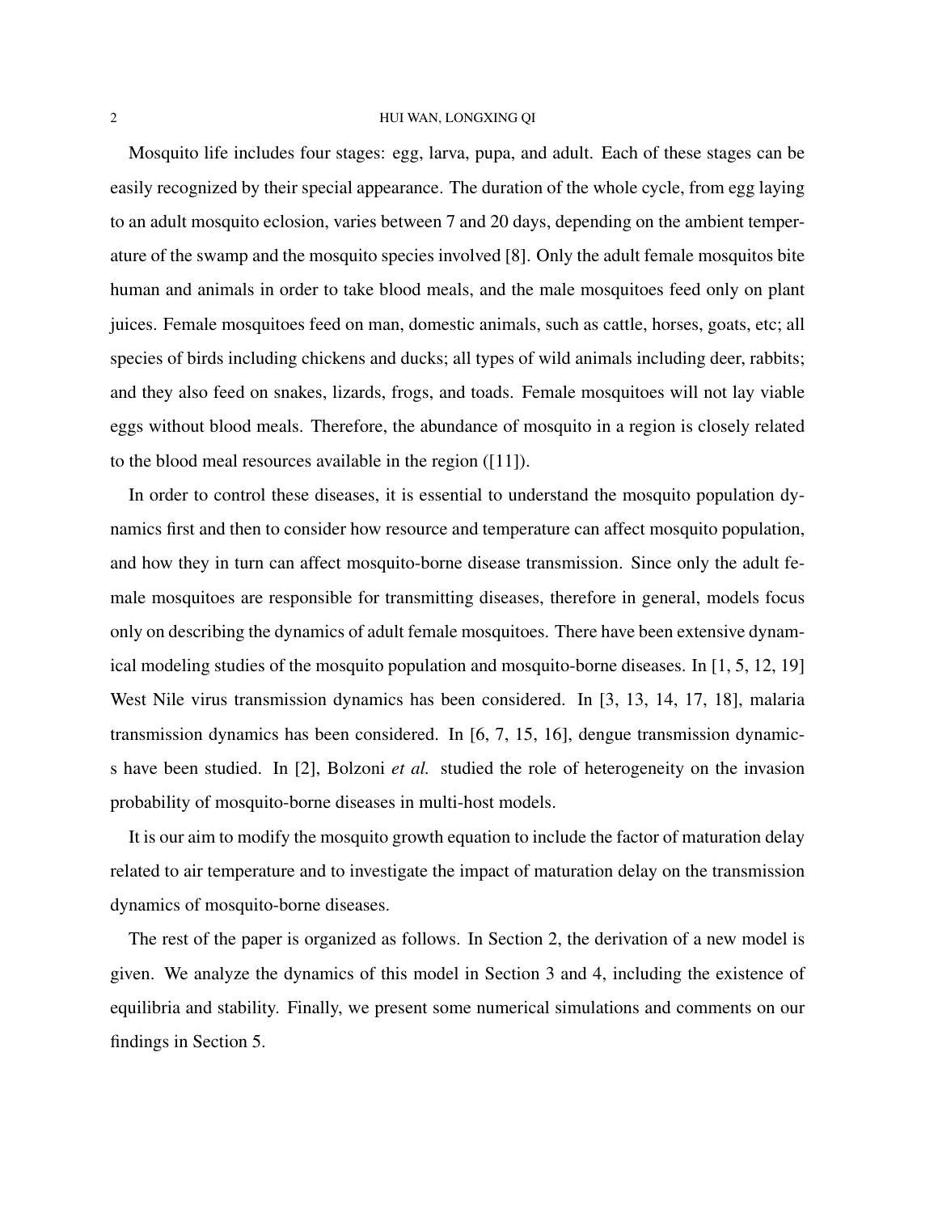Mosquito life includes four stages: egg, larva, pupa, and adult. Each of these stages can be easily recognized by their special appearance. The duration of the whole cycle, from egg laying to an adult mosquito eclosion, varies between 7 and 20 days, depending on the ambient temperature of the swamp and the mosquito species involved [8]. Only the adult female mosquitos bite human and animals in order to take blood meals, and the male mosquitoes feed only on plant juices. Female mosquitoes feed on man, domestic animals, such as cattle, horses, goats, etc; all species of birds including chickens and ducks; all types of wild animals including deer, rabbits; and they also feed on snakes, lizards, frogs, and toads. Female mosquitoes will not lay viable eggs without blood meals. Therefore, the abundance of mosquito in a region is closely related to the blood meal resources available in the region ([11]).

In order to control these diseases, it is essential to understand the mosquito population dynamics first and then to consider how resource and temperature can affect mosquito population, and how they in turn can affect mosquito-borne disease transmission. Since only the adult female mosquitoes are responsible for transmitting diseases, therefore in general, models focus only on describing the dynamics of adult female mosquitoes. There have been extensive dynamical modeling studies of the mosquito population and mosquito-borne diseases. In [1, 5, 12, 19] West Nile virus transmission dynamics has been considered. In [3, 13, 14, 17, 18], malaria transmission dynamics has been considered. In [6, 7, 15, 16], dengue transmission dynamics have been studied. In [2], Bolzoni *et al.* studied the role of heterogeneity on the invasion probability of mosquito-borne diseases in multi-host models.

It is our aim to modify the mosquito growth equation to include the factor of maturation delay related to air temperature and to investigate the impact of maturation delay on the transmission dynamics of mosquito-borne diseases.

The rest of the paper is organized as follows. In Section 2, the derivation of a new model is given. We analyze the dynamics of this model in Section 3 and 4, including the existence of equilibria and stability. Finally, we present some numerical simulations and comments on our findings in Section 5.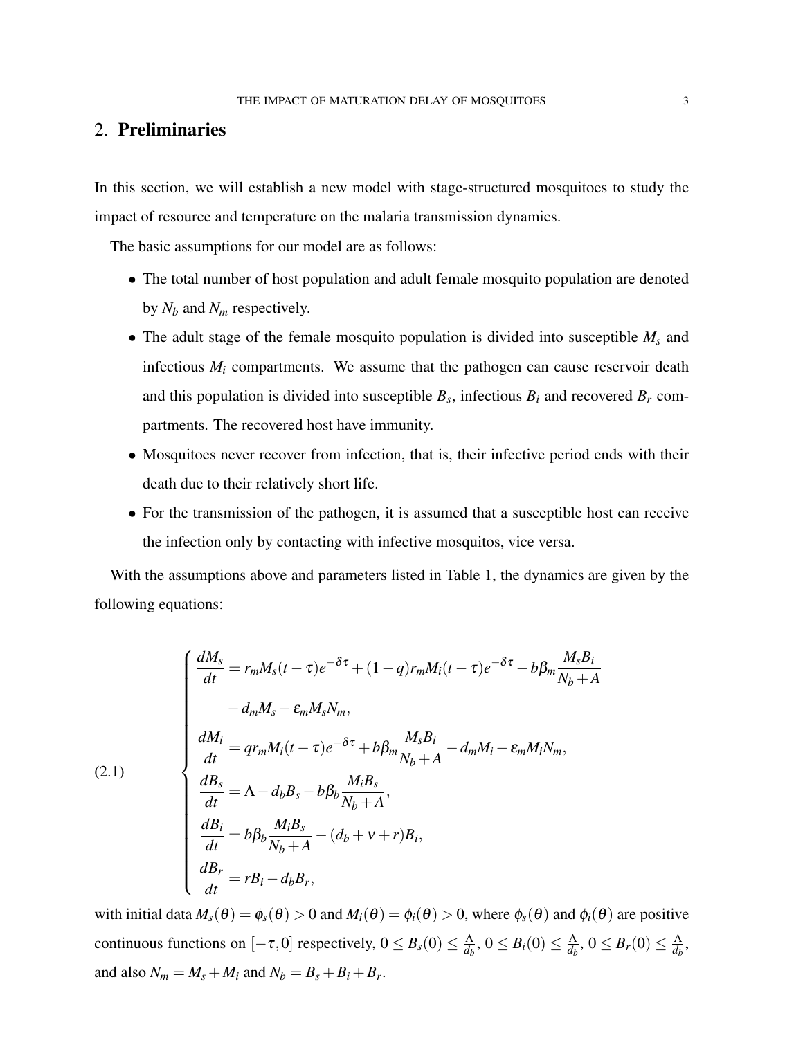## 2. **Preliminaries**

In this section, we will establish a new model with stage-structured mosquitoes to study the impact of resource and temperature on the malaria transmission dynamics.

The basic assumptions for our model are as follows:

- The total number of host population and adult female mosquito population are denoted by $N_b$ and $N_m$ respectively.
- The adult stage of the female mosquito population is divided into susceptible $M_s$ and infectious $M_i$ compartments. We assume that the pathogen can cause reservoir death and this population is divided into susceptible $B_s$, infectious $B_i$ and recovered $B_r$ compartments. The recovered host have immunity.
- Mosquitoes never recover from infection, that is, their infective period ends with their death due to their relatively short life.
- For the transmission of the pathogen, it is assumed that a susceptible host can receive the infection only by contacting with infective mosquitos, vice versa.

With the assumptions above and parameters listed in Table 1, the dynamics are given by the following equations:

$$
\begin{cases}
\dfrac{dM_s}{dt} = r_m M_s(t-\tau)e^{-\delta\tau} + (1-q)r_m M_i(t-\tau)e^{-\delta\tau} - b\beta_m \dfrac{M_s B_i}{N_b + A} \\
\qquad - d_m M_s - \varepsilon_m M_s N_m, \\
\dfrac{dM_i}{dt} = q r_m M_i(t-\tau)e^{-\delta\tau} + b\beta_m \dfrac{M_s B_i}{N_b + A} - d_m M_i - \varepsilon_m M_i N_m, \\
\dfrac{dB_s}{dt} = \Lambda - d_b B_s - b\beta_b \dfrac{M_i B_s}{N_b + A}, \\
\dfrac{dB_i}{dt} = b\beta_b \dfrac{M_i B_s}{N_b + A} - (d_b + \nu + r)B_i, \\
\dfrac{dB_r}{dt} = rB_i - d_b B_r,
\end{cases}
\tag{2.1}
$$

with initial data $M_s(\theta) = \phi_s(\theta) > 0$ and $M_i(\theta) = \phi_i(\theta) > 0$, where $\phi_s(\theta)$ and $\phi_i(\theta)$ are positive continuous functions on $[-\tau, 0]$ respectively, $0 \leq B_s(0) \leq \frac{\Lambda}{d_b}$, $0 \leq B_i(0) \leq \frac{\Lambda}{d_b}$, $0 \leq B_r(0) \leq \frac{\Lambda}{d_b}$, and also $N_m = M_s + M_i$ and $N_b = B_s + B_i + B_r$.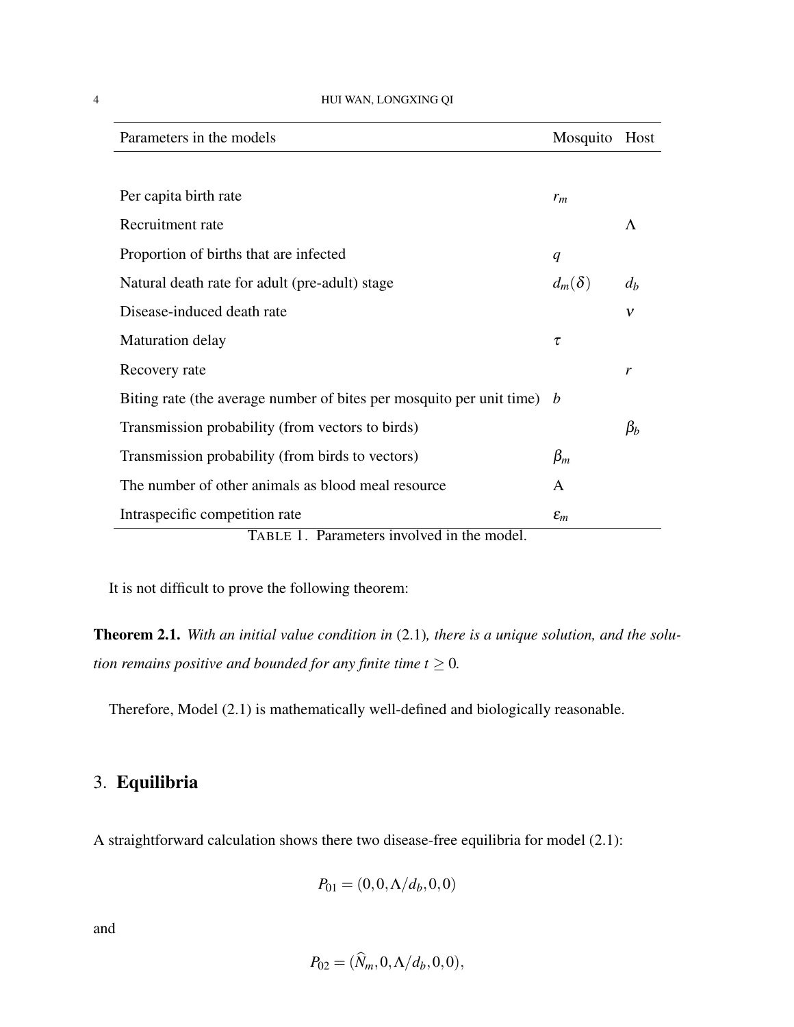| Parameters in the models | Mosquito | Host |
|---|---|---|
| Per capita birth rate | $r_m$ | |
| Recruitment rate | | $\Lambda$ |
| Proportion of births that are infected | $q$ | |
| Natural death rate for adult (pre-adult) stage | $d_m(\delta)$ | $d_b$ |
| Disease-induced death rate | | $\nu$ |
| Maturation delay | $\tau$ | |
| Recovery rate | | $r$ |
| Biting rate (the average number of bites per mosquito per unit time) | $b$ | |
| Transmission probability (from vectors to birds) | | $\beta_b$ |
| Transmission probability (from birds to vectors) | $\beta_m$ | |
| The number of other animals as blood meal resource | A | |
| Intraspecific competition rate | $\varepsilon_m$ | |

TABLE 1. Parameters involved in the model.

It is not difficult to prove the following theorem:

**Theorem 2.1.** *With an initial value condition in* (2.1)*, there is a unique solution, and the solution remains positive and bounded for any finite time* $t \geq 0$*.*

Therefore, Model (2.1) is mathematically well-defined and biologically reasonable.

## 3. Equilibria

A straightforward calculation shows there two disease-free equilibria for model (2.1):

$$P_{01} = (0, 0, \Lambda/d_b, 0, 0)$$

and

$$P_{02} = (\widehat{N}_m, 0, \Lambda/d_b, 0, 0),$$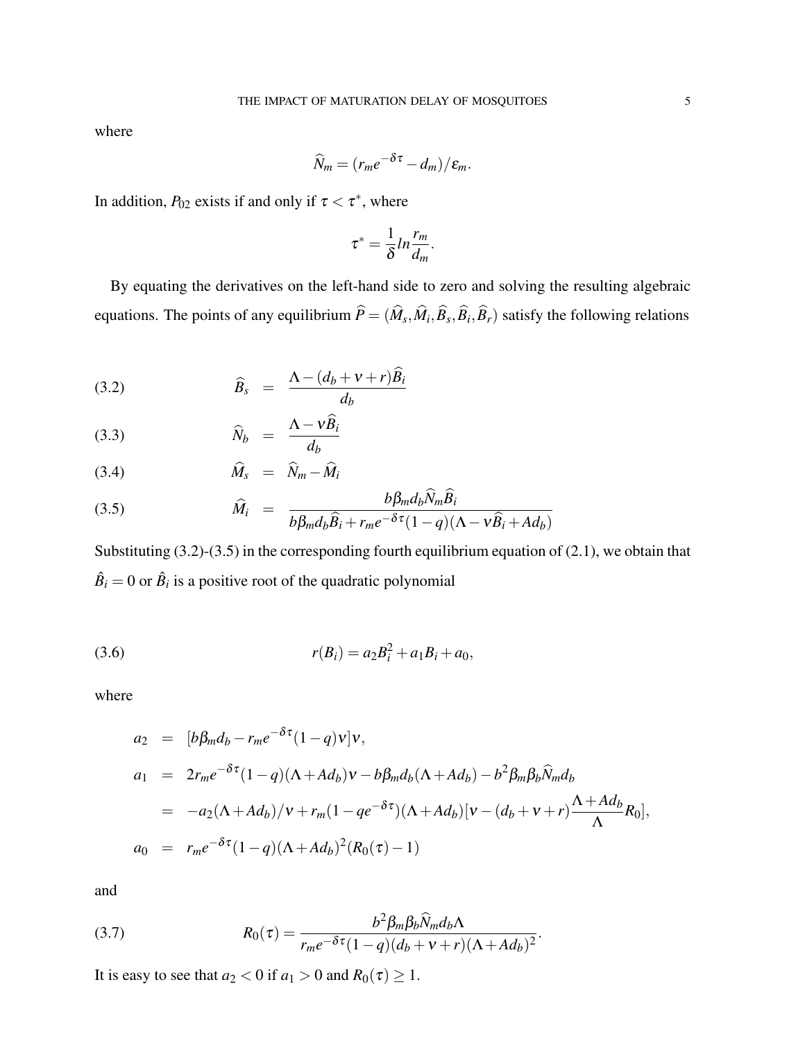where

$$\widehat{N}_m = (r_m e^{-\delta\tau} - d_m)/\varepsilon_m.$$

In addition, $P_{02}$ exists if and only if $\tau < \tau^*$, where

$$\tau^* = \frac{1}{\delta} ln \frac{r_m}{d_m}.$$

By equating the derivatives on the left-hand side to zero and solving the resulting algebraic equations. The points of any equilibrium $\widehat{P} = (\widehat{M}_s, \widehat{M}_i, \widehat{B}_s, \widehat{B}_i, \widehat{B}_r)$ satisfy the following relations

$$\widehat{B}_s = \frac{\Lambda - (d_b + \nu + r)\widehat{B}_i}{d_b} \tag{3.2}$$

$$\widehat{N}_b = \frac{\Lambda - \nu\widehat{B}_i}{d_b} \tag{3.3}$$

$$\widehat{M}_s = \widehat{N}_m - \widehat{M}_i \tag{3.4}$$

$$\widehat{M}_i = \frac{b\beta_m d_b \widehat{N}_m \widehat{B}_i}{b\beta_m d_b \widehat{B}_i + r_m e^{-\delta\tau}(1-q)(\Lambda - \nu\widehat{B}_i + A d_b)} \tag{3.5}$$

Substituting (3.2)-(3.5) in the corresponding fourth equilibrium equation of (2.1), we obtain that $\hat{B}_i = 0$ or $\hat{B}_i$ is a positive root of the quadratic polynomial

$$r(B_i) = a_2 B_i^2 + a_1 B_i + a_0, \tag{3.6}$$

where

$$\begin{aligned}
a_2 &= [b\beta_m d_b - r_m e^{-\delta\tau}(1-q)\nu]\nu, \\
a_1 &= 2r_m e^{-\delta\tau}(1-q)(\Lambda + A d_b)\nu - b\beta_m d_b(\Lambda + A d_b) - b^2\beta_m\beta_b \widehat{N}_m d_b \\
&= -a_2(\Lambda + A d_b)/\nu + r_m(1 - q e^{-\delta\tau})(\Lambda + A d_b)[\nu - (d_b + \nu + r)\frac{\Lambda + A d_b}{\Lambda} R_0], \\
a_0 &= r_m e^{-\delta\tau}(1-q)(\Lambda + A d_b)^2(R_0(\tau) - 1)
\end{aligned}$$

and

$$R_0(\tau) = \frac{b^2\beta_m\beta_b \widehat{N}_m d_b \Lambda}{r_m e^{-\delta\tau}(1-q)(d_b + \nu + r)(\Lambda + A d_b)^2}. \tag{3.7}$$

It is easy to see that $a_2 < 0$ if $a_1 > 0$ and $R_0(\tau) \geq 1$.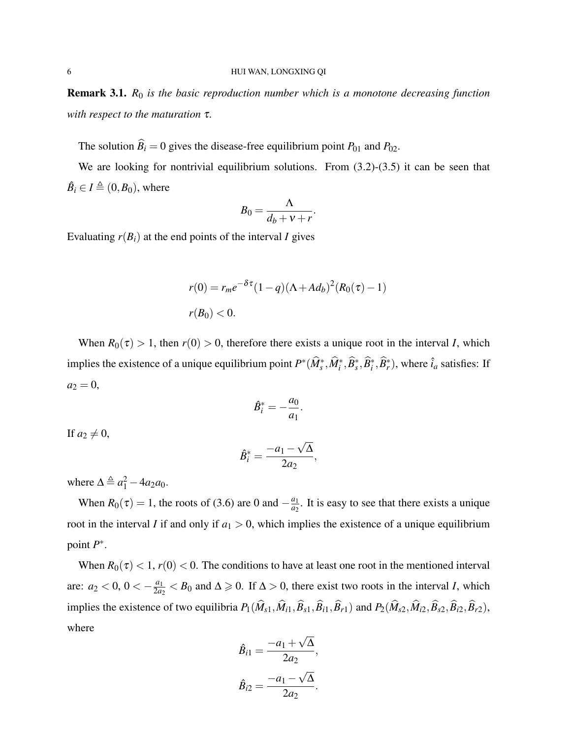**Remark 3.1.** *$R_0$ is the basic reproduction number which is a monotone decreasing function with respect to the maturation $\tau$.*

The solution $\widehat{B}_i = 0$ gives the disease-free equilibrium point $P_{01}$ and $P_{02}$.

We are looking for nontrivial equilibrium solutions. From (3.2)-(3.5) it can be seen that $\hat{B}_i \in I \triangleq (0, B_0)$, where

$$B_0 = \frac{\Lambda}{d_b + \nu + r}.$$

Evaluating $r(B_i)$ at the end points of the interval $I$ gives

$$r(0) = r_m e^{-\delta\tau}(1-q)(\Lambda + Ad_b)^2(R_0(\tau) - 1)$$

$$r(B_0) < 0.$$

When $R_0(\tau) > 1$, then $r(0) > 0$, therefore there exists a unique root in the interval $I$, which implies the existence of a unique equilibrium point $P^*(\widehat{M}_s^*, \widehat{M}_i^*, \widehat{B}_s^*, \widehat{B}_i^*, \widehat{B}_r^*)$, where $\hat{i}_a$ satisfies: If $a_2 = 0$,

$$\hat{B}_i^* = -\frac{a_0}{a_1}.$$

If $a_2 \neq 0$,

$$\hat{B}_i^* = \frac{-a_1 - \sqrt{\Delta}}{2a_2},$$

where $\Delta \triangleq a_1^2 - 4a_2 a_0$.

When $R_0(\tau) = 1$, the roots of (3.6) are 0 and $-\frac{a_1}{a_2}$. It is easy to see that there exists a unique root in the interval $I$ if and only if $a_1 > 0$, which implies the existence of a unique equilibrium point $P^*$.

When $R_0(\tau) < 1$, $r(0) < 0$. The conditions to have at least one root in the mentioned interval are: $a_2 < 0$, $0 < -\frac{a_1}{2a_2} < B_0$ and $\Delta \geqslant 0$. If $\Delta > 0$, there exist two roots in the interval $I$, which implies the existence of two equilibria $P_1(\widehat{M}_{s1}, \widehat{M}_{i1}, \widehat{B}_{s1}, \widehat{B}_{i1}, \widehat{B}_{r1})$ and $P_2(\widehat{M}_{s2}, \widehat{M}_{i2}, \widehat{B}_{s2}, \widehat{B}_{i2}, \widehat{B}_{r2})$, where

$$\hat{B}_{i1} = \frac{-a_1 + \sqrt{\Delta}}{2a_2},$$

$$\hat{B}_{i2} = \frac{-a_1 - \sqrt{\Delta}}{2a_2}.$$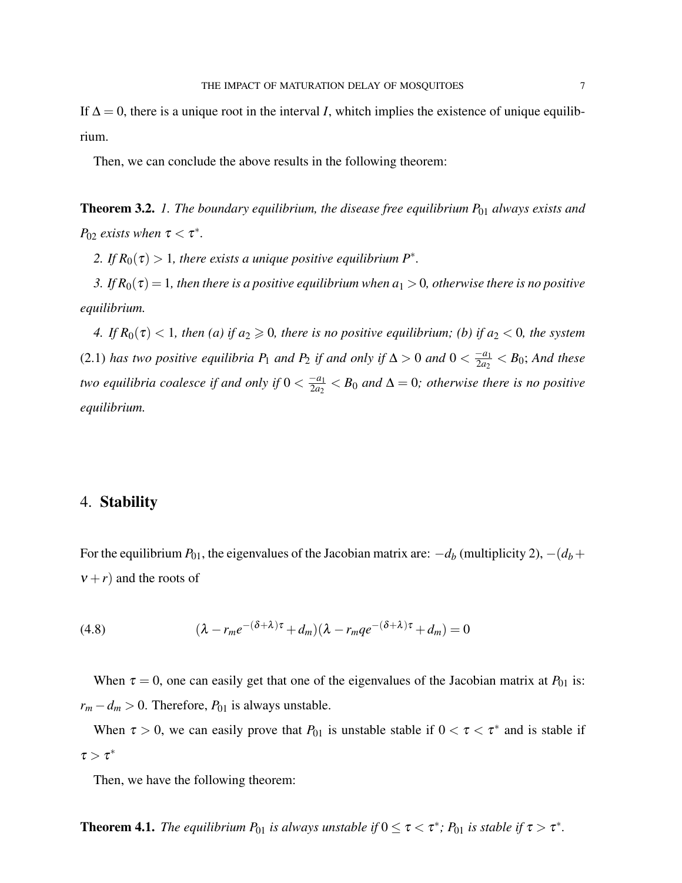If $\Delta = 0$, there is a unique root in the interval $I$, whitch implies the existence of unique equilibrium.

Then, we can conclude the above results in the following theorem:

**Theorem 3.2.** *1. The boundary equilibrium, the disease free equilibrium $P_{01}$ always exists and $P_{02}$ exists when $\tau < \tau^*$.*

*2. If $R_0(\tau) > 1$, there exists a unique positive equilibrium $P^*$.*

*3. If $R_0(\tau) = 1$, then there is a positive equilibrium when $a_1 > 0$, otherwise there is no positive equilibrium.*

*4. If $R_0(\tau) < 1$, then (a) if $a_2 \geqslant 0$, there is no positive equilibrium; (b) if $a_2 < 0$, the system (2.1) has two positive equilibria $P_1$ and $P_2$ if and only if $\Delta > 0$ and $0 < \frac{-a_1}{2a_2} < B_0$; And these two equilibria coalesce if and only if $0 < \frac{-a_1}{2a_2} < B_0$ and $\Delta = 0$; otherwise there is no positive equilibrium.*

## 4. **Stability**

For the equilibrium $P_{01}$, the eigenvalues of the Jacobian matrix are: $-d_b$ (multiplicity 2), $-(d_b + \nu + r)$ and the roots of

$$(\lambda - r_m e^{-(\delta+\lambda)\tau} + d_m)(\lambda - r_m q e^{-(\delta+\lambda)\tau} + d_m) = 0 \tag{4.8}$$

When $\tau = 0$, one can easily get that one of the eigenvalues of the Jacobian matrix at $P_{01}$ is: $r_m - d_m > 0$. Therefore, $P_{01}$ is always unstable.

When $\tau > 0$, we can easily prove that $P_{01}$ is unstable stable if $0 < \tau < \tau^*$ and is stable if $\tau > \tau^*$

Then, we have the following theorem:

**Theorem 4.1.** *The equilibrium $P_{01}$ is always unstable if $0 \leq \tau < \tau^*$; $P_{01}$ is stable if $\tau > \tau^*$.*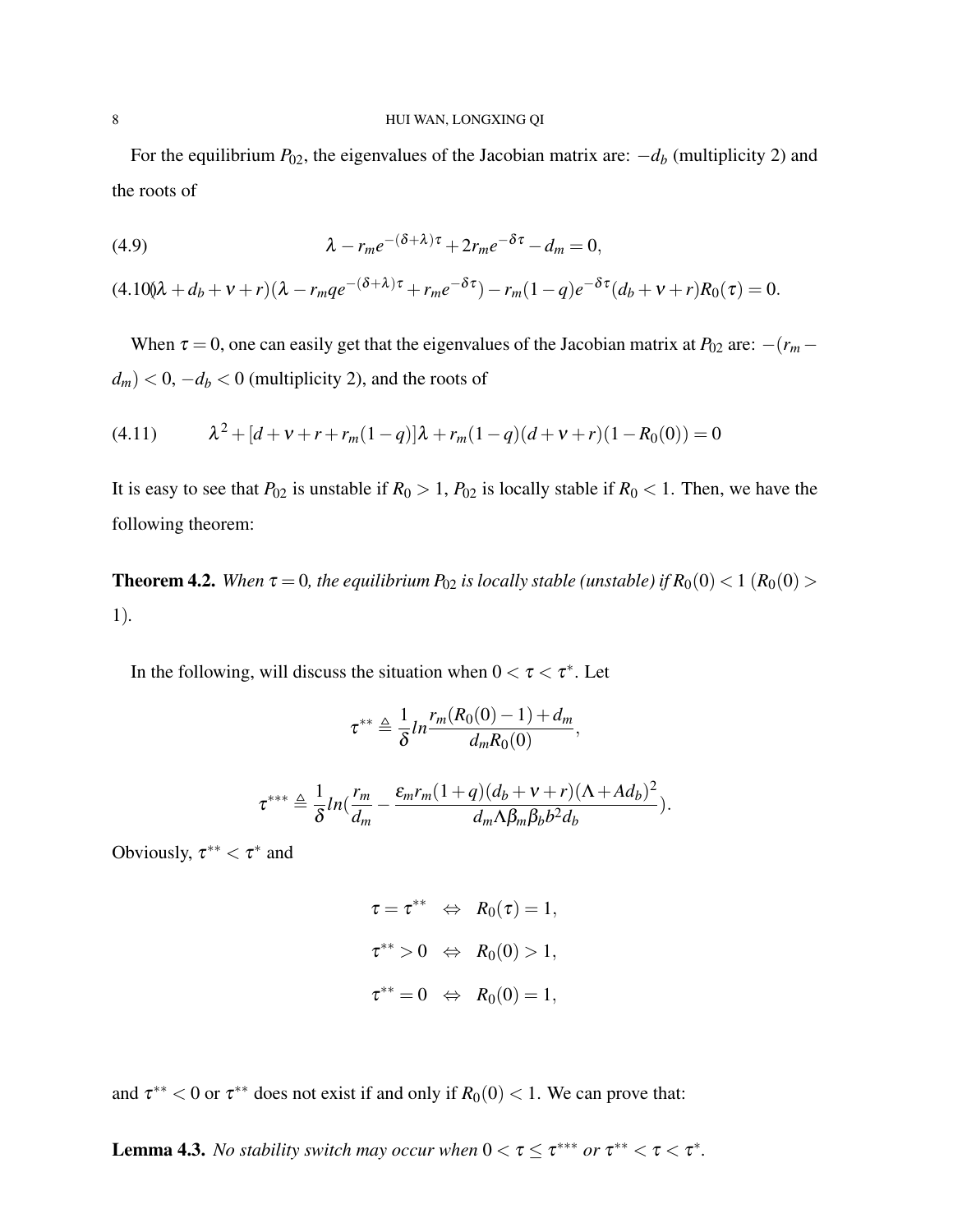For the equilibrium $P_{02}$, the eigenvalues of the Jacobian matrix are: $-d_b$ (multiplicity 2) and the roots of

$$\lambda - r_m e^{-(\delta+\lambda)\tau} + 2r_m e^{-\delta\tau} - d_m = 0, \tag{4.9}$$

$$(\lambda + d_b + \nu + r)(\lambda - r_m q e^{-(\delta+\lambda)\tau} + r_m e^{-\delta\tau}) - r_m(1-q)e^{-\delta\tau}(d_b + \nu + r)R_0(\tau) = 0. \tag{4.10}$$

When $\tau = 0$, one can easily get that the eigenvalues of the Jacobian matrix at $P_{02}$ are: $-(r_m - d_m) < 0$, $-d_b < 0$ (multiplicity 2), and the roots of

$$\lambda^2 + [d + \nu + r + r_m(1-q)]\lambda + r_m(1-q)(d + \nu + r)(1 - R_0(0)) = 0 \tag{4.11}$$

It is easy to see that $P_{02}$ is unstable if $R_0 > 1$, $P_{02}$ is locally stable if $R_0 < 1$. Then, we have the following theorem:

**Theorem 4.2.** *When $\tau = 0$, the equilibrium $P_{02}$ is locally stable (unstable) if $R_0(0) < 1$ ($R_0(0) > 1$).*

In the following, will discuss the situation when $0 < \tau < \tau^*$. Let

$$\tau^{**} \triangleq \frac{1}{\delta} ln \frac{r_m(R_0(0) - 1) + d_m}{d_m R_0(0)},$$

$$\tau^{***} \triangleq \frac{1}{\delta} ln\left(\frac{r_m}{d_m} - \frac{\varepsilon_m r_m(1+q)(d_b + \nu + r)(\Lambda + Ad_b)^2}{d_m \Lambda \beta_m \beta_b b^2 d_b}\right).$$

Obviously, $\tau^{**} < \tau^*$ and

$$\tau = \tau^{**} \quad \Leftrightarrow \quad R_0(\tau) = 1,$$

$$\tau^{**} > 0 \quad \Leftrightarrow \quad R_0(0) > 1,$$

$$\tau^{**} = 0 \quad \Leftrightarrow \quad R_0(0) = 1,$$

and $\tau^{**} < 0$ or $\tau^{**}$ does not exist if and only if $R_0(0) < 1$. We can prove that:

**Lemma 4.3.** *No stability switch may occur when $0 < \tau \leq \tau^{***}$ or $\tau^{**} < \tau < \tau^*$.*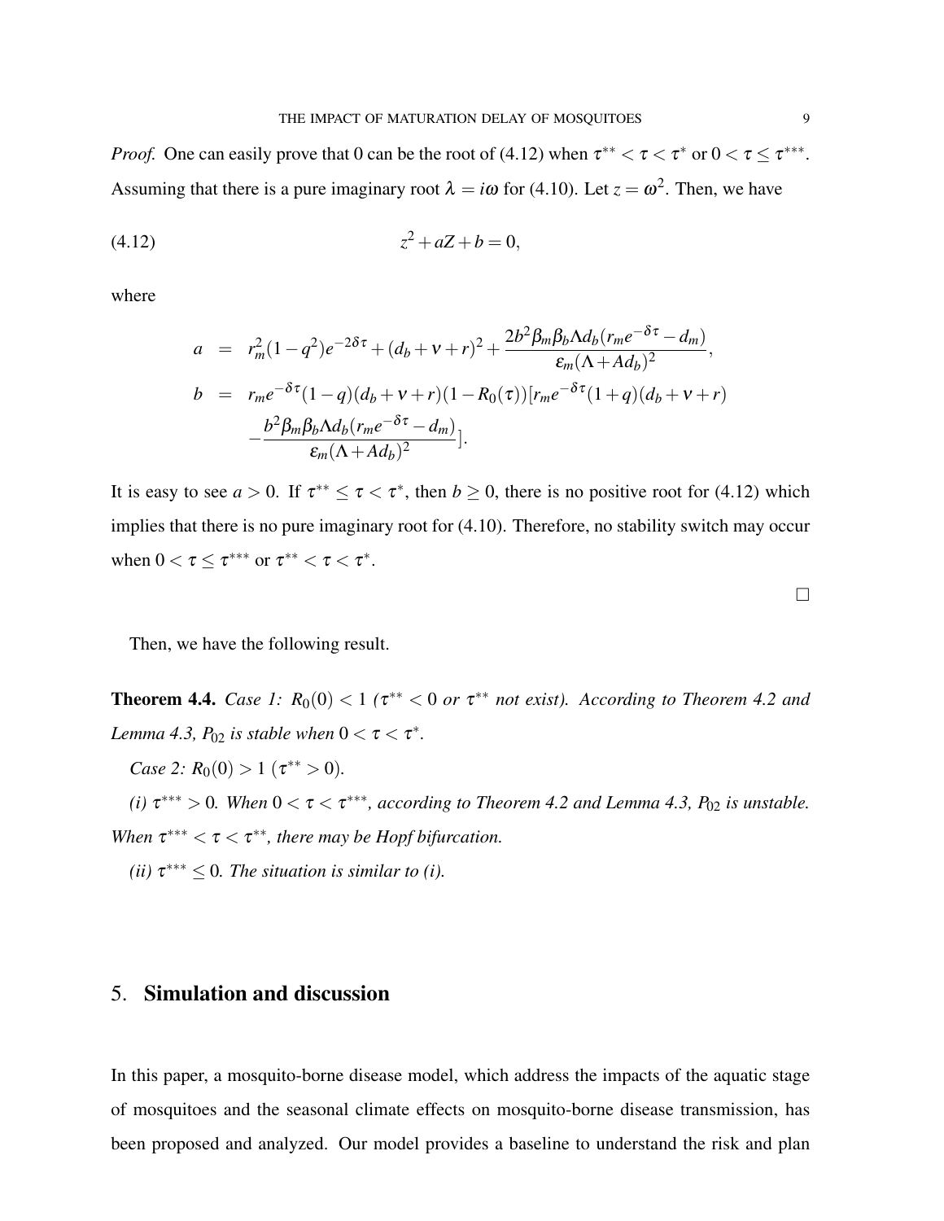*Proof.* One can easily prove that 0 can be the root of (4.12) when $\tau^{**} < \tau < \tau^{*}$ or $0 < \tau \leq \tau^{***}$. Assuming that there is a pure imaginary root $\lambda = i\omega$ for (4.10). Let $z = \omega^2$. Then, we have

$$z^2 + aZ + b = 0, \tag{4.12}$$

where

$$
\begin{aligned}
a &= r_m^2(1-q^2)e^{-2\delta\tau} + (d_b+\nu+r)^2 + \frac{2b^2\beta_m\beta_b\Lambda d_b(r_m e^{-\delta\tau}-d_m)}{\varepsilon_m(\Lambda+Ad_b)^2}, \\
b &= r_m e^{-\delta\tau}(1-q)(d_b+\nu+r)(1-R_0(\tau))[r_m e^{-\delta\tau}(1+q)(d_b+\nu+r) \\
&\quad - \frac{b^2\beta_m\beta_b\Lambda d_b(r_m e^{-\delta\tau}-d_m)}{\varepsilon_m(\Lambda+Ad_b)^2}].
\end{aligned}
$$

It is easy to see $a > 0$. If $\tau^{**} \leq \tau < \tau^{*}$, then $b \geq 0$, there is no positive root for (4.12) which implies that there is no pure imaginary root for (4.10). Therefore, no stability switch may occur when $0 < \tau \leq \tau^{***}$ or $\tau^{**} < \tau < \tau^{*}$.

□

Then, we have the following result.

**Theorem 4.4.** *Case 1: $R_0(0) < 1$ ($\tau^{**} < 0$ or $\tau^{**}$ not exist). According to Theorem 4.2 and Lemma 4.3, $P_{02}$ is stable when $0 < \tau < \tau^{*}$.*

*Case 2: $R_0(0) > 1$ ($\tau^{**} > 0$).*

*(i) $\tau^{***} > 0$. When $0 < \tau < \tau^{***}$, according to Theorem 4.2 and Lemma 4.3, $P_{02}$ is unstable. When $\tau^{***} < \tau < \tau^{**}$, there may be Hopf bifurcation.*

*(ii) $\tau^{***} \leq 0$. The situation is similar to (i).*

## 5. Simulation and discussion

In this paper, a mosquito-borne disease model, which address the impacts of the aquatic stage of mosquitoes and the seasonal climate effects on mosquito-borne disease transmission, has been proposed and analyzed. Our model provides a baseline to understand the risk and plan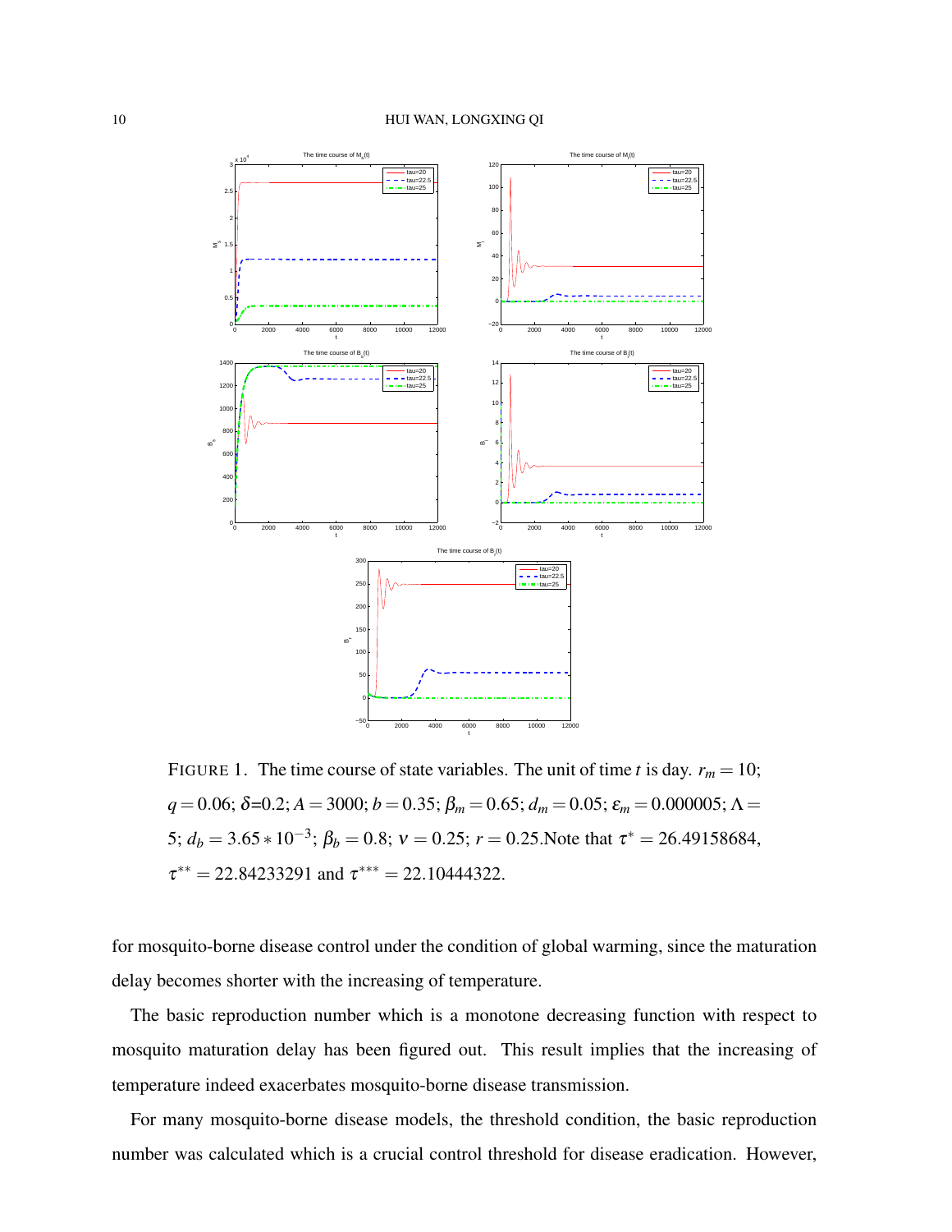FIGURE 1. The time course of state variables. The unit of time $t$ is day. $r_m = 10$; $q = 0.06$; $\delta$=0.2; $A = 3000$; $b = 0.35$; $\beta_m = 0.65$; $d_m = 0.05$; $\varepsilon_m = 0.000005$; $\Lambda = 5$; $d_b = 3.65 * 10^{-3}$; $\beta_b = 0.8$; $\nu = 0.25$; $r = 0.25$.Note that $\tau^* = 26.49158684$, $\tau^{**} = 22.84233291$ and $\tau^{***} = 22.10444322$.

for mosquito-borne disease control under the condition of global warming, since the maturation delay becomes shorter with the increasing of temperature.

The basic reproduction number which is a monotone decreasing function with respect to mosquito maturation delay has been figured out. This result implies that the increasing of temperature indeed exacerbates mosquito-borne disease transmission.

For many mosquito-borne disease models, the threshold condition, the basic reproduction number was calculated which is a crucial control threshold for disease eradication. However,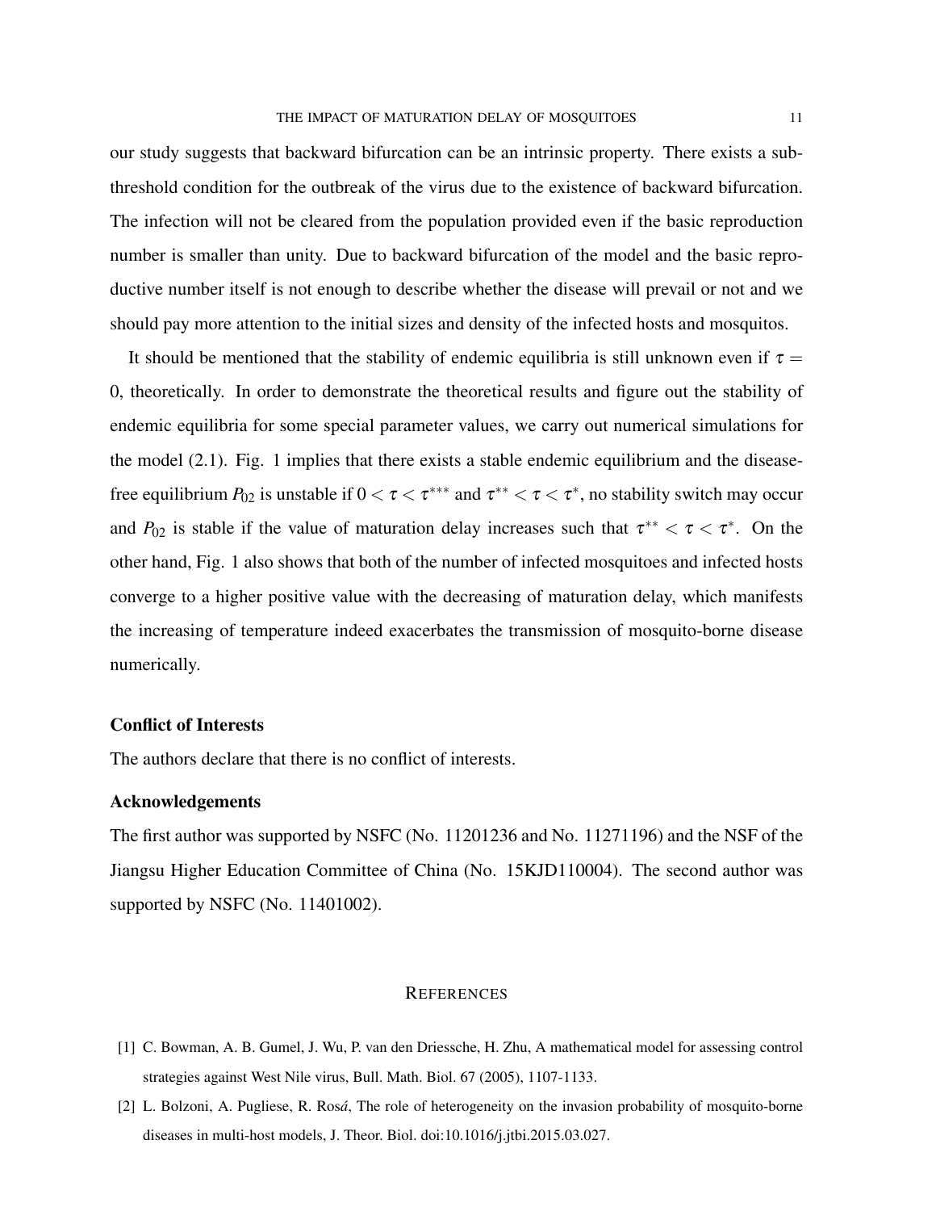our study suggests that backward bifurcation can be an intrinsic property. There exists a subthreshold condition for the outbreak of the virus due to the existence of backward bifurcation. The infection will not be cleared from the population provided even if the basic reproduction number is smaller than unity. Due to backward bifurcation of the model and the basic reproductive number itself is not enough to describe whether the disease will prevail or not and we should pay more attention to the initial sizes and density of the infected hosts and mosquitos.

It should be mentioned that the stability of endemic equilibria is still unknown even if $\tau = 0$, theoretically. In order to demonstrate the theoretical results and figure out the stability of endemic equilibria for some special parameter values, we carry out numerical simulations for the model (2.1). Fig. 1 implies that there exists a stable endemic equilibrium and the disease-free equilibrium $P_{02}$ is unstable if $0 < \tau < \tau^{***}$ and $\tau^{**} < \tau < \tau^{*}$, no stability switch may occur and $P_{02}$ is stable if the value of maturation delay increases such that $\tau^{**} < \tau < \tau^{*}$. On the other hand, Fig. 1 also shows that both of the number of infected mosquitoes and infected hosts converge to a higher positive value with the decreasing of maturation delay, which manifests the increasing of temperature indeed exacerbates the transmission of mosquito-borne disease numerically.

### Conflict of Interests

The authors declare that there is no conflict of interests.

### Acknowledgements

The first author was supported by NSFC (No. 11201236 and No. 11271196) and the NSF of the Jiangsu Higher Education Committee of China (No. 15KJD110004). The second author was supported by NSFC (No. 11401002).

## REFERENCES

[1] C. Bowman, A. B. Gumel, J. Wu, P. van den Driessche, H. Zhu, A mathematical model for assessing control strategies against West Nile virus, Bull. Math. Biol. 67 (2005), 1107-1133.

[2] L. Bolzoni, A. Pugliese, R. Rosá, The role of heterogeneity on the invasion probability of mosquito-borne diseases in multi-host models, J. Theor. Biol. doi:10.1016/j.jtbi.2015.03.027.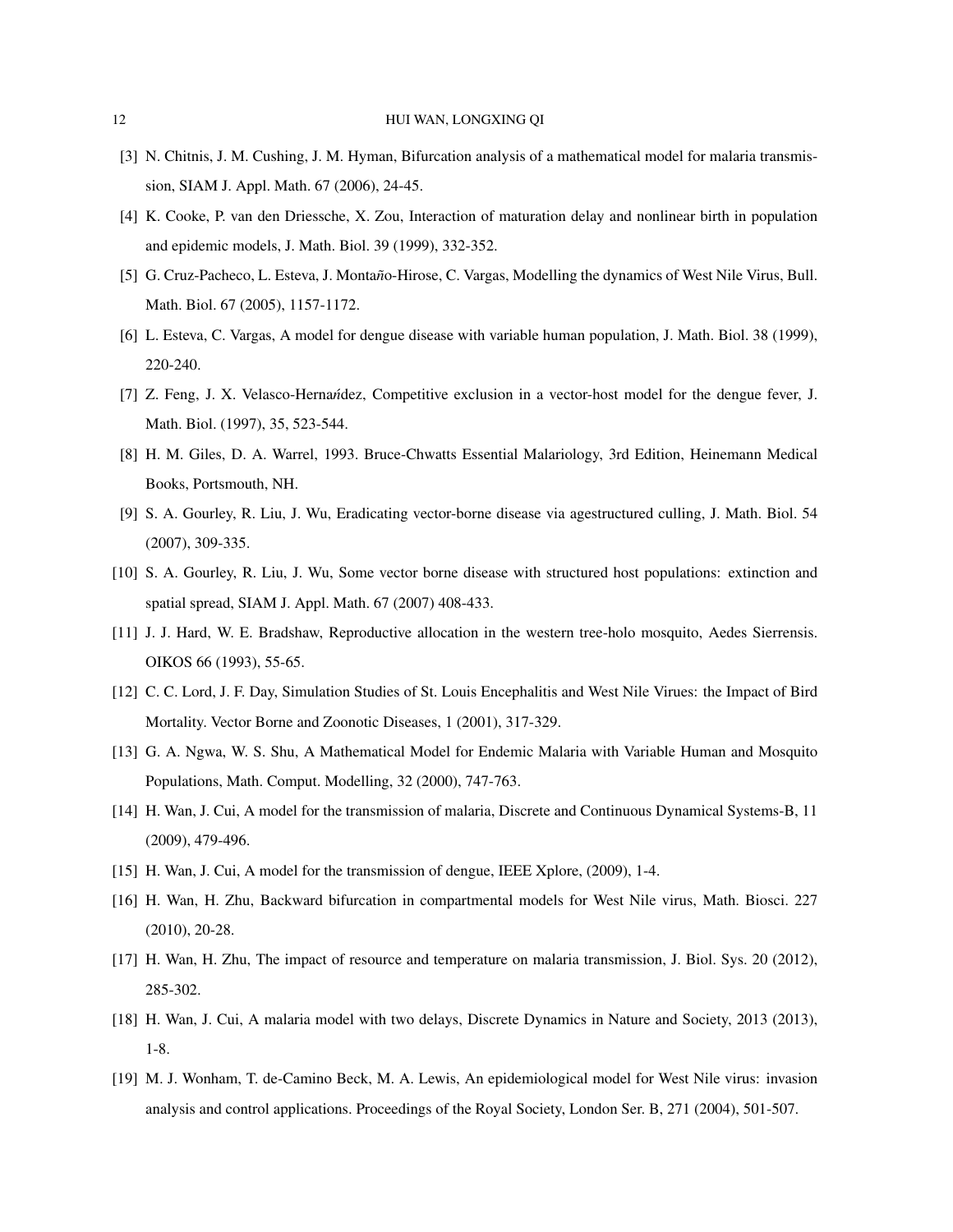[3] N. Chitnis, J. M. Cushing, J. M. Hyman, Bifurcation analysis of a mathematical model for malaria transmission, SIAM J. Appl. Math. 67 (2006), 24-45.

[4] K. Cooke, P. van den Driessche, X. Zou, Interaction of maturation delay and nonlinear birth in population and epidemic models, J. Math. Biol. 39 (1999), 332-352.

[5] G. Cruz-Pacheco, L. Esteva, J. Montaño-Hirose, C. Vargas, Modelling the dynamics of West Nile Virus, Bull. Math. Biol. 67 (2005), 1157-1172.

[6] L. Esteva, C. Vargas, A model for dengue disease with variable human population, J. Math. Biol. 38 (1999), 220-240.

[7] Z. Feng, J. X. Velasco-Hernańdez, Competitive exclusion in a vector-host model for the dengue fever, J. Math. Biol. (1997), 35, 523-544.

[8] H. M. Giles, D. A. Warrel, 1993. Bruce-Chwatts Essential Malariology, 3rd Edition, Heinemann Medical Books, Portsmouth, NH.

[9] S. A. Gourley, R. Liu, J. Wu, Eradicating vector-borne disease via agestructured culling, J. Math. Biol. 54 (2007), 309-335.

[10] S. A. Gourley, R. Liu, J. Wu, Some vector borne disease with structured host populations: extinction and spatial spread, SIAM J. Appl. Math. 67 (2007) 408-433.

[11] J. J. Hard, W. E. Bradshaw, Reproductive allocation in the western tree-holo mosquito, Aedes Sierrensis. OIKOS 66 (1993), 55-65.

[12] C. C. Lord, J. F. Day, Simulation Studies of St. Louis Encephalitis and West Nile Virues: the Impact of Bird Mortality. Vector Borne and Zoonotic Diseases, 1 (2001), 317-329.

[13] G. A. Ngwa, W. S. Shu, A Mathematical Model for Endemic Malaria with Variable Human and Mosquito Populations, Math. Comput. Modelling, 32 (2000), 747-763.

[14] H. Wan, J. Cui, A model for the transmission of malaria, Discrete and Continuous Dynamical Systems-B, 11 (2009), 479-496.

[15] H. Wan, J. Cui, A model for the transmission of dengue, IEEE Xplore, (2009), 1-4.

[16] H. Wan, H. Zhu, Backward bifurcation in compartmental models for West Nile virus, Math. Biosci. 227 (2010), 20-28.

[17] H. Wan, H. Zhu, The impact of resource and temperature on malaria transmission, J. Biol. Sys. 20 (2012), 285-302.

[18] H. Wan, J. Cui, A malaria model with two delays, Discrete Dynamics in Nature and Society, 2013 (2013), 1-8.

[19] M. J. Wonham, T. de-Camino Beck, M. A. Lewis, An epidemiological model for West Nile virus: invasion analysis and control applications. Proceedings of the Royal Society, London Ser. B, 271 (2004), 501-507.